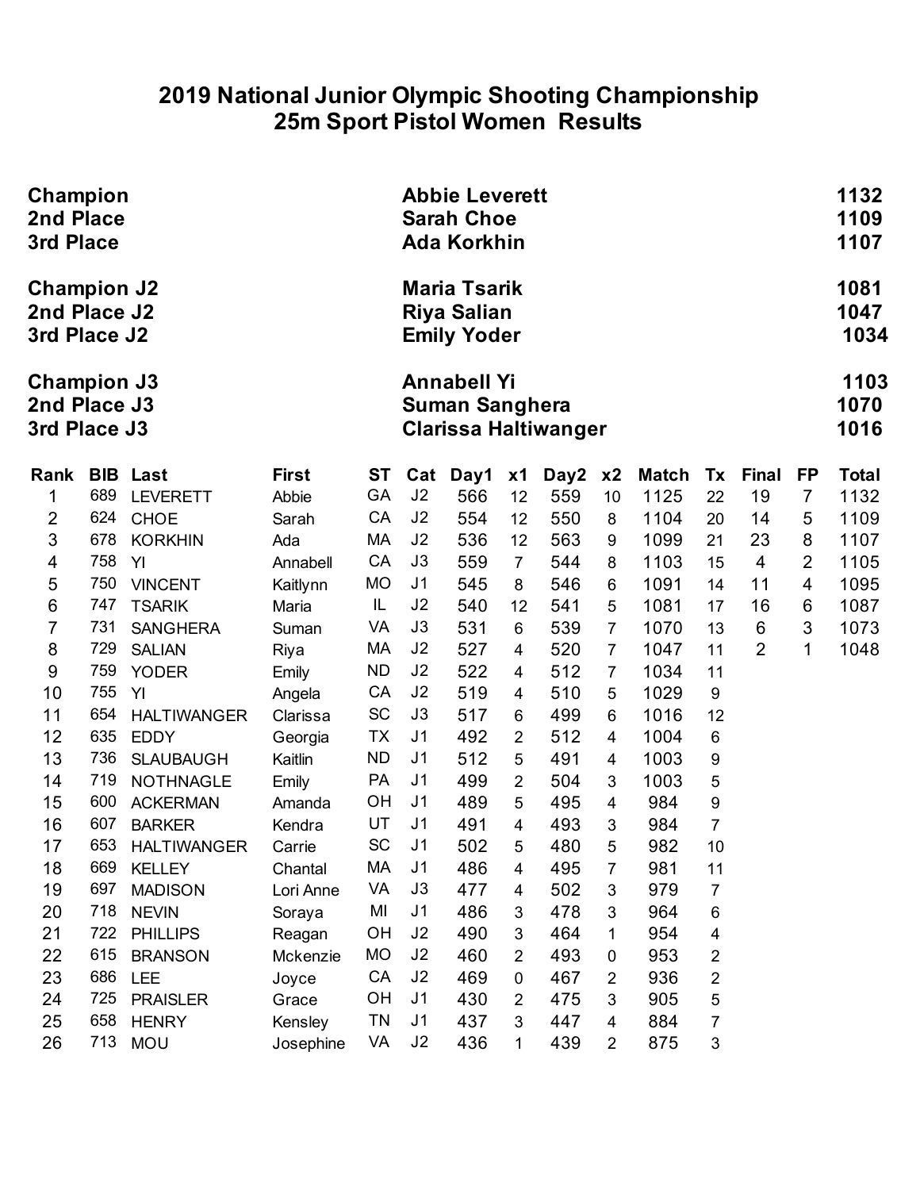# 2019 National Junior Olympic Shooting Championship
## 25m Sport Pistol Women Results

| | | |
|---|---|---|
| **Champion** | **Abbie Leverett** | **1132** |
| **2nd Place** | **Sarah Choe** | **1109** |
| **3rd Place** | **Ada Korkhin** | **1107** |
| | | |
| **Champion J2** | **Maria Tsarik** | **1081** |
| **2nd Place J2** | **Riya Salian** | **1047** |
| **3rd Place J2** | **Emily Yoder** | **1034** |
| | | |
| **Champion J3** | **Annabell Yi** | **1103** |
| **2nd Place J3** | **Suman Sanghera** | **1070** |
| **3rd Place J3** | **Clarissa Haltiwanger** | **1016** |

| Rank | BIB | Last | First | ST | Cat | Day1 | x1 | Day2 | x2 | Match | Tx | Final | FP | Total |
|---|---|---|---|---|---|---|---|---|---|---|---|---|---|---|
| 1 | 689 | LEVERETT | Abbie | GA | J2 | 566 | 12 | 559 | 10 | 1125 | 22 | 19 | 7 | 1132 |
| 2 | 624 | CHOE | Sarah | CA | J2 | 554 | 12 | 550 | 8 | 1104 | 20 | 14 | 5 | 1109 |
| 3 | 678 | KORKHIN | Ada | MA | J2 | 536 | 12 | 563 | 9 | 1099 | 21 | 23 | 8 | 1107 |
| 4 | 758 | YI | Annabell | CA | J3 | 559 | 7 | 544 | 8 | 1103 | 15 | 4 | 2 | 1105 |
| 5 | 750 | VINCENT | Kaitlynn | MO | J1 | 545 | 8 | 546 | 6 | 1091 | 14 | 11 | 4 | 1095 |
| 6 | 747 | TSARIK | Maria | IL | J2 | 540 | 12 | 541 | 5 | 1081 | 17 | 16 | 6 | 1087 |
| 7 | 731 | SANGHERA | Suman | VA | J3 | 531 | 6 | 539 | 7 | 1070 | 13 | 6 | 3 | 1073 |
| 8 | 729 | SALIAN | Riya | MA | J2 | 527 | 4 | 520 | 7 | 1047 | 11 | 2 | 1 | 1048 |
| 9 | 759 | YODER | Emily | ND | J2 | 522 | 4 | 512 | 7 | 1034 | 11 | | | |
| 10 | 755 | YI | Angela | CA | J2 | 519 | 4 | 510 | 5 | 1029 | 9 | | | |
| 11 | 654 | HALTIWANGER | Clarissa | SC | J3 | 517 | 6 | 499 | 6 | 1016 | 12 | | | |
| 12 | 635 | EDDY | Georgia | TX | J1 | 492 | 2 | 512 | 4 | 1004 | 6 | | | |
| 13 | 736 | SLAUBAUGH | Kaitlin | ND | J1 | 512 | 5 | 491 | 4 | 1003 | 9 | | | |
| 14 | 719 | NOTHNAGLE | Emily | PA | J1 | 499 | 2 | 504 | 3 | 1003 | 5 | | | |
| 15 | 600 | ACKERMAN | Amanda | OH | J1 | 489 | 5 | 495 | 4 | 984 | 9 | | | |
| 16 | 607 | BARKER | Kendra | UT | J1 | 491 | 4 | 493 | 3 | 984 | 7 | | | |
| 17 | 653 | HALTIWANGER | Carrie | SC | J1 | 502 | 5 | 480 | 5 | 982 | 10 | | | |
| 18 | 669 | KELLEY | Chantal | MA | J1 | 486 | 4 | 495 | 7 | 981 | 11 | | | |
| 19 | 697 | MADISON | Lori Anne | VA | J3 | 477 | 4 | 502 | 3 | 979 | 7 | | | |
| 20 | 718 | NEVIN | Soraya | MI | J1 | 486 | 3 | 478 | 3 | 964 | 6 | | | |
| 21 | 722 | PHILLIPS | Reagan | OH | J2 | 490 | 3 | 464 | 1 | 954 | 4 | | | |
| 22 | 615 | BRANSON | Mckenzie | MO | J2 | 460 | 2 | 493 | 0 | 953 | 2 | | | |
| 23 | 686 | LEE | Joyce | CA | J2 | 469 | 0 | 467 | 2 | 936 | 2 | | | |
| 24 | 725 | PRAISLER | Grace | OH | J1 | 430 | 2 | 475 | 3 | 905 | 5 | | | |
| 25 | 658 | HENRY | Kensley | TN | J1 | 437 | 3 | 447 | 4 | 884 | 7 | | | |
| 26 | 713 | MOU | Josephine | VA | J2 | 436 | 1 | 439 | 2 | 875 | 3 | | | |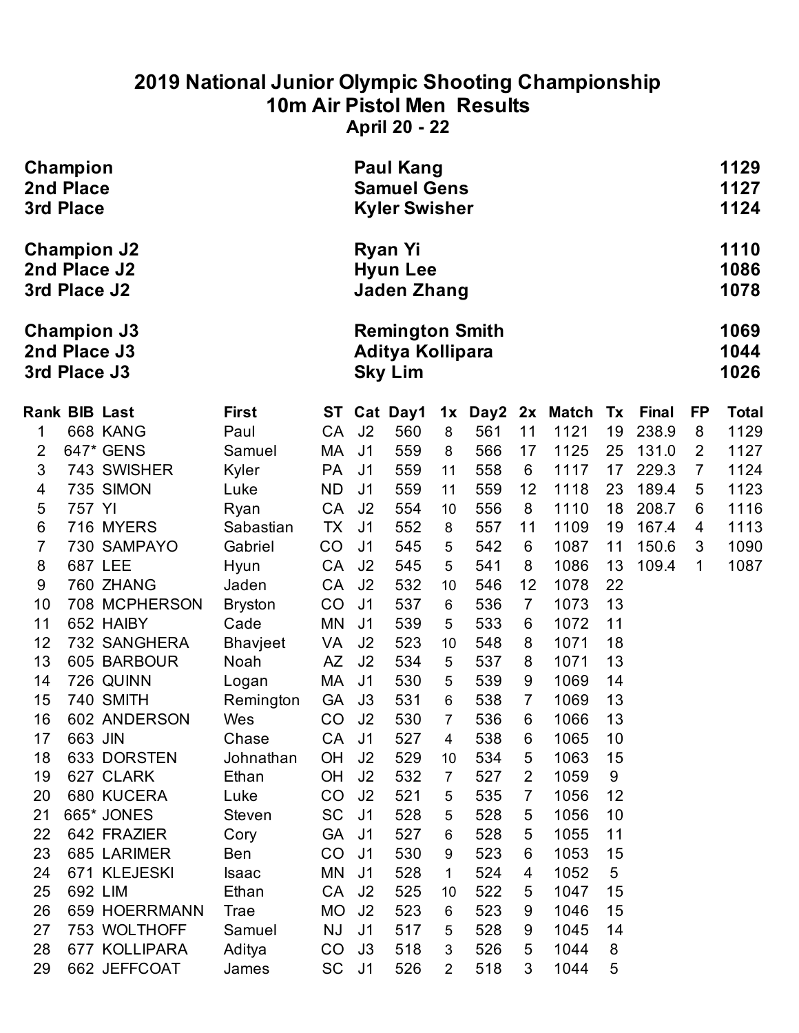# 2019 National Junior Olympic Shooting Championship
## 10m Air Pistol Men Results
### April 20 - 22

| | | |
|---|---|---|
| **Champion** | **Paul Kang** | **1129** |
| **2nd Place** | **Samuel Gens** | **1127** |
| **3rd Place** | **Kyler Swisher** | **1124** |
| | | |
| **Champion J2** | **Ryan Yi** | **1110** |
| **2nd Place J2** | **Hyun Lee** | **1086** |
| **3rd Place J2** | **Jaden Zhang** | **1078** |
| | | |
| **Champion J3** | **Remington Smith** | **1069** |
| **2nd Place J3** | **Aditya Kollipara** | **1044** |
| **3rd Place J3** | **Sky Lim** | **1026** |

| Rank | BIB | Last | First | ST | Cat | Day1 | 1x | Day2 | 2x | Match | Tx | Final | FP | Total |
|---|---|---|---|---|---|---|---|---|---|---|---|---|---|---|
| 1 | 668 | KANG | Paul | CA | J2 | 560 | 8 | 561 | 11 | 1121 | 19 | 238.9 | 8 | 1129 |
| 2 | 647* | GENS | Samuel | MA | J1 | 559 | 8 | 566 | 17 | 1125 | 25 | 131.0 | 2 | 1127 |
| 3 | 743 | SWISHER | Kyler | PA | J1 | 559 | 11 | 558 | 6 | 1117 | 17 | 229.3 | 7 | 1124 |
| 4 | 735 | SIMON | Luke | ND | J1 | 559 | 11 | 559 | 12 | 1118 | 23 | 189.4 | 5 | 1123 |
| 5 | 757 | YI | Ryan | CA | J2 | 554 | 10 | 556 | 8 | 1110 | 18 | 208.7 | 6 | 1116 |
| 6 | 716 | MYERS | Sabastian | TX | J1 | 552 | 8 | 557 | 11 | 1109 | 19 | 167.4 | 4 | 1113 |
| 7 | 730 | SAMPAYO | Gabriel | CO | J1 | 545 | 5 | 542 | 6 | 1087 | 11 | 150.6 | 3 | 1090 |
| 8 | 687 | LEE | Hyun | CA | J2 | 545 | 5 | 541 | 8 | 1086 | 13 | 109.4 | 1 | 1087 |
| 9 | 760 | ZHANG | Jaden | CA | J2 | 532 | 10 | 546 | 12 | 1078 | 22 | | | |
| 10 | 708 | MCPHERSON | Bryston | CO | J1 | 537 | 6 | 536 | 7 | 1073 | 13 | | | |
| 11 | 652 | HAIBY | Cade | MN | J1 | 539 | 5 | 533 | 6 | 1072 | 11 | | | |
| 12 | 732 | SANGHERA | Bhavjeet | VA | J2 | 523 | 10 | 548 | 8 | 1071 | 18 | | | |
| 13 | 605 | BARBOUR | Noah | AZ | J2 | 534 | 5 | 537 | 8 | 1071 | 13 | | | |
| 14 | 726 | QUINN | Logan | MA | J1 | 530 | 5 | 539 | 9 | 1069 | 14 | | | |
| 15 | 740 | SMITH | Remington | GA | J3 | 531 | 6 | 538 | 7 | 1069 | 13 | | | |
| 16 | 602 | ANDERSON | Wes | CO | J2 | 530 | 7 | 536 | 6 | 1066 | 13 | | | |
| 17 | 663 | JIN | Chase | CA | J1 | 527 | 4 | 538 | 6 | 1065 | 10 | | | |
| 18 | 633 | DORSTEN | Johnathan | OH | J2 | 529 | 10 | 534 | 5 | 1063 | 15 | | | |
| 19 | 627 | CLARK | Ethan | OH | J2 | 532 | 7 | 527 | 2 | 1059 | 9 | | | |
| 20 | 680 | KUCERA | Luke | CO | J2 | 521 | 5 | 535 | 7 | 1056 | 12 | | | |
| 21 | 665* | JONES | Steven | SC | J1 | 528 | 5 | 528 | 5 | 1056 | 10 | | | |
| 22 | 642 | FRAZIER | Cory | GA | J1 | 527 | 6 | 528 | 5 | 1055 | 11 | | | |
| 23 | 685 | LARIMER | Ben | CO | J1 | 530 | 9 | 523 | 6 | 1053 | 15 | | | |
| 24 | 671 | KLEJESKI | Isaac | MN | J1 | 528 | 1 | 524 | 4 | 1052 | 5 | | | |
| 25 | 692 | LIM | Ethan | CA | J2 | 525 | 10 | 522 | 5 | 1047 | 15 | | | |
| 26 | 659 | HOERRMANN | Trae | MO | J2 | 523 | 6 | 523 | 9 | 1046 | 15 | | | |
| 27 | 753 | WOLTHOFF | Samuel | NJ | J1 | 517 | 5 | 528 | 9 | 1045 | 14 | | | |
| 28 | 677 | KOLLIPARA | Aditya | CO | J3 | 518 | 3 | 526 | 5 | 1044 | 8 | | | |
| 29 | 662 | JEFFCOAT | James | SC | J1 | 526 | 2 | 518 | 3 | 1044 | 5 | | | |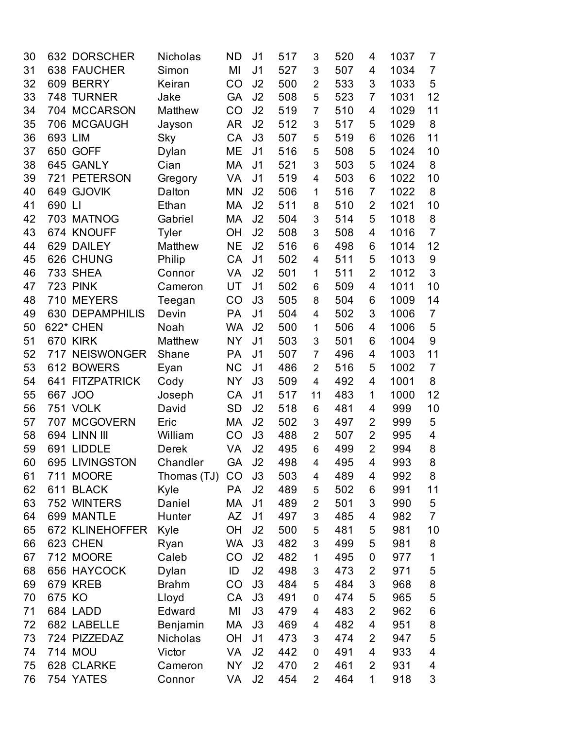| | | | | | | | | | | | |
|---|---|---|---|---|---|---|---|---|---|---|---|
| 30 | 632 | DORSCHER | Nicholas | ND | J1 | 517 | 3 | 520 | 4 | 1037 | 7 |
| 31 | 638 | FAUCHER | Simon | MI | J1 | 527 | 3 | 507 | 4 | 1034 | 7 |
| 32 | 609 | BERRY | Keiran | CO | J2 | 500 | 2 | 533 | 3 | 1033 | 5 |
| 33 | 748 | TURNER | Jake | GA | J2 | 508 | 5 | 523 | 7 | 1031 | 12 |
| 34 | 704 | MCCARSON | Matthew | CO | J2 | 519 | 7 | 510 | 4 | 1029 | 11 |
| 35 | 706 | MCGAUGH | Jayson | AR | J2 | 512 | 3 | 517 | 5 | 1029 | 8 |
| 36 | 693 | LIM | Sky | CA | J3 | 507 | 5 | 519 | 6 | 1026 | 11 |
| 37 | 650 | GOFF | Dylan | ME | J1 | 516 | 5 | 508 | 5 | 1024 | 10 |
| 38 | 645 | GANLY | Cian | MA | J1 | 521 | 3 | 503 | 5 | 1024 | 8 |
| 39 | 721 | PETERSON | Gregory | VA | J1 | 519 | 4 | 503 | 6 | 1022 | 10 |
| 40 | 649 | GJOVIK | Dalton | MN | J2 | 506 | 1 | 516 | 7 | 1022 | 8 |
| 41 | 690 | LI | Ethan | MA | J2 | 511 | 8 | 510 | 2 | 1021 | 10 |
| 42 | 703 | MATNOG | Gabriel | MA | J2 | 504 | 3 | 514 | 5 | 1018 | 8 |
| 43 | 674 | KNOUFF | Tyler | OH | J2 | 508 | 3 | 508 | 4 | 1016 | 7 |
| 44 | 629 | DAILEY | Matthew | NE | J2 | 516 | 6 | 498 | 6 | 1014 | 12 |
| 45 | 626 | CHUNG | Philip | CA | J1 | 502 | 4 | 511 | 5 | 1013 | 9 |
| 46 | 733 | SHEA | Connor | VA | J2 | 501 | 1 | 511 | 2 | 1012 | 3 |
| 47 | 723 | PINK | Cameron | UT | J1 | 502 | 6 | 509 | 4 | 1011 | 10 |
| 48 | 710 | MEYERS | Teegan | CO | J3 | 505 | 8 | 504 | 6 | 1009 | 14 |
| 49 | 630 | DEPAMPHILIS | Devin | PA | J1 | 504 | 4 | 502 | 3 | 1006 | 7 |
| 50 | 622* | CHEN | Noah | WA | J2 | 500 | 1 | 506 | 4 | 1006 | 5 |
| 51 | 670 | KIRK | Matthew | NY | J1 | 503 | 3 | 501 | 6 | 1004 | 9 |
| 52 | 717 | NEISWONGER | Shane | PA | J1 | 507 | 7 | 496 | 4 | 1003 | 11 |
| 53 | 612 | BOWERS | Eyan | NC | J1 | 486 | 2 | 516 | 5 | 1002 | 7 |
| 54 | 641 | FITZPATRICK | Cody | NY | J3 | 509 | 4 | 492 | 4 | 1001 | 8 |
| 55 | 667 | JOO | Joseph | CA | J1 | 517 | 11 | 483 | 1 | 1000 | 12 |
| 56 | 751 | VOLK | David | SD | J2 | 518 | 6 | 481 | 4 | 999 | 10 |
| 57 | 707 | MCGOVERN | Eric | MA | J2 | 502 | 3 | 497 | 2 | 999 | 5 |
| 58 | 694 | LINN III | William | CO | J3 | 488 | 2 | 507 | 2 | 995 | 4 |
| 59 | 691 | LIDDLE | Derek | VA | J2 | 495 | 6 | 499 | 2 | 994 | 8 |
| 60 | 695 | LIVINGSTON | Chandler | GA | J2 | 498 | 4 | 495 | 4 | 993 | 8 |
| 61 | 711 | MOORE | Thomas (TJ) | CO | J3 | 503 | 4 | 489 | 4 | 992 | 8 |
| 62 | 611 | BLACK | Kyle | PA | J2 | 489 | 5 | 502 | 6 | 991 | 11 |
| 63 | 752 | WINTERS | Daniel | MA | J1 | 489 | 2 | 501 | 3 | 990 | 5 |
| 64 | 699 | MANTLE | Hunter | AZ | J1 | 497 | 3 | 485 | 4 | 982 | 7 |
| 65 | 672 | KLINEHOFFER | Kyle | OH | J2 | 500 | 5 | 481 | 5 | 981 | 10 |
| 66 | 623 | CHEN | Ryan | WA | J3 | 482 | 3 | 499 | 5 | 981 | 8 |
| 67 | 712 | MOORE | Caleb | CO | J2 | 482 | 1 | 495 | 0 | 977 | 1 |
| 68 | 656 | HAYCOCK | Dylan | ID | J2 | 498 | 3 | 473 | 2 | 971 | 5 |
| 69 | 679 | KREB | Brahm | CO | J3 | 484 | 5 | 484 | 3 | 968 | 8 |
| 70 | 675 | KO | Lloyd | CA | J3 | 491 | 0 | 474 | 5 | 965 | 5 |
| 71 | 684 | LADD | Edward | MI | J3 | 479 | 4 | 483 | 2 | 962 | 6 |
| 72 | 682 | LABELLE | Benjamin | MA | J3 | 469 | 4 | 482 | 4 | 951 | 8 |
| 73 | 724 | PIZZEDAZ | Nicholas | OH | J1 | 473 | 3 | 474 | 2 | 947 | 5 |
| 74 | 714 | MOU | Victor | VA | J2 | 442 | 0 | 491 | 4 | 933 | 4 |
| 75 | 628 | CLARKE | Cameron | NY | J2 | 470 | 2 | 461 | 2 | 931 | 4 |
| 76 | 754 | YATES | Connor | VA | J2 | 454 | 2 | 464 | 1 | 918 | 3 |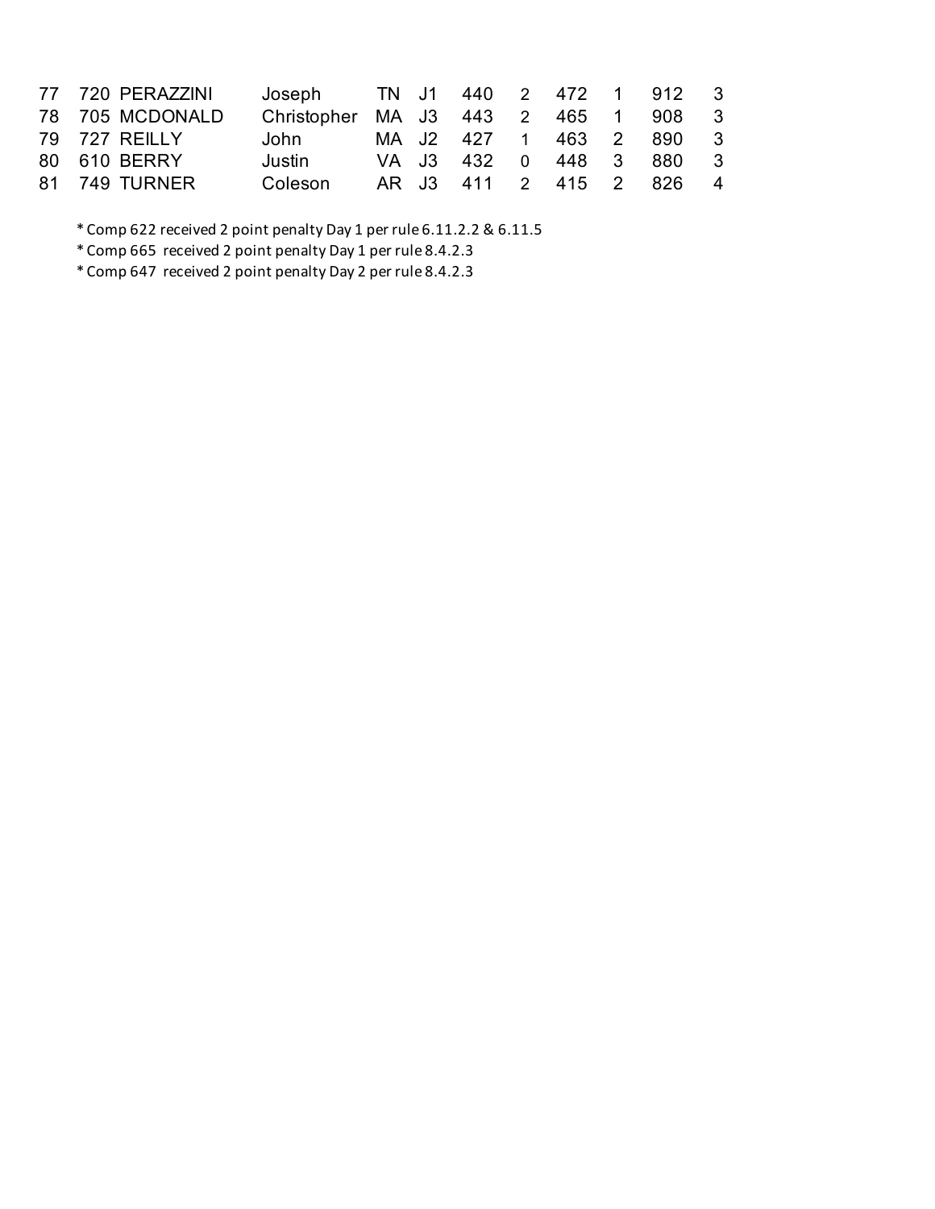| | | | | | | | | | | | |
|---|---|---|---|---|---|---|---|---|---|---|---|
| 77 | 720 | PERAZZINI | Joseph | TN | J1 | 440 | 2 | 472 | 1 | 912 | 3 |
| 78 | 705 | MCDONALD | Christopher | MA | J3 | 443 | 2 | 465 | 1 | 908 | 3 |
| 79 | 727 | REILLY | John | MA | J2 | 427 | 1 | 463 | 2 | 890 | 3 |
| 80 | 610 | BERRY | Justin | VA | J3 | 432 | 0 | 448 | 3 | 880 | 3 |
| 81 | 749 | TURNER | Coleson | AR | J3 | 411 | 2 | 415 | 2 | 826 | 4 |

* Comp 622 received 2 point penalty Day 1 per rule 6.11.2.2 & 6.11.5

* Comp 665 received 2 point penalty Day 1 per rule 8.4.2.3

* Comp 647 received 2 point penalty Day 2 per rule 8.4.2.3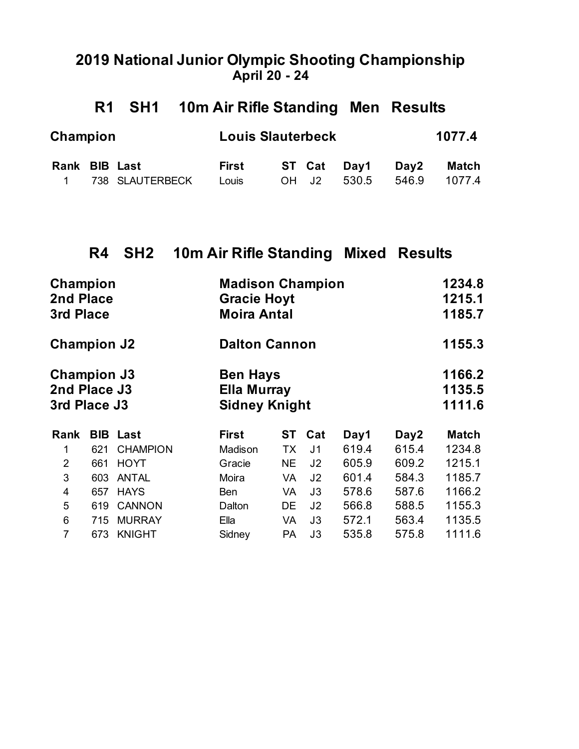# 2019 National Junior Olympic Shooting Championship

**April 20 - 24**

## R1 SH1 10m Air Rifle Standing Men Results

| | | |
|---|---|---|
| **Champion** | **Louis Slauterbeck** | **1077.4** |

| Rank | BIB | Last | First | ST | Cat | Day1 | Day2 | Match |
|---|---|---|---|---|---|---|---|---|
| 1 | 738 | SLAUTERBECK | Louis | OH | J2 | 530.5 | 546.9 | 1077.4 |

## R4 SH2 10m Air Rifle Standing Mixed Results

| | | |
|---|---|---|
| **Champion** | **Madison Champion** | **1234.8** |
| **2nd Place** | **Gracie Hoyt** | **1215.1** |
| **3rd Place** | **Moira Antal** | **1185.7** |
| **Champion J2** | **Dalton Cannon** | **1155.3** |
| **Champion J3** | **Ben Hays** | **1166.2** |
| **2nd Place J3** | **Ella Murray** | **1135.5** |
| **3rd Place J3** | **Sidney Knight** | **1111.6** |

| Rank | BIB | Last | First | ST | Cat | Day1 | Day2 | Match |
|---|---|---|---|---|---|---|---|---|
| 1 | 621 | CHAMPION | Madison | TX | J1 | 619.4 | 615.4 | 1234.8 |
| 2 | 661 | HOYT | Gracie | NE | J2 | 605.9 | 609.2 | 1215.1 |
| 3 | 603 | ANTAL | Moira | VA | J2 | 601.4 | 584.3 | 1185.7 |
| 4 | 657 | HAYS | Ben | VA | J3 | 578.6 | 587.6 | 1166.2 |
| 5 | 619 | CANNON | Dalton | DE | J2 | 566.8 | 588.5 | 1155.3 |
| 6 | 715 | MURRAY | Ella | VA | J3 | 572.1 | 563.4 | 1135.5 |
| 7 | 673 | KNIGHT | Sidney | PA | J3 | 535.8 | 575.8 | 1111.6 |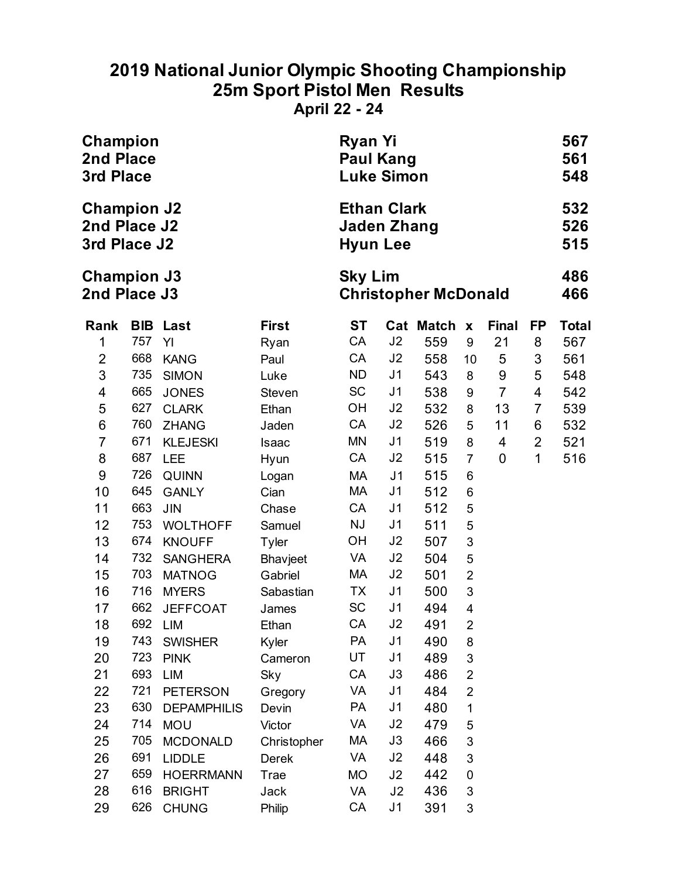# 2019 National Junior Olympic Shooting Championship
## 25m Sport Pistol Men Results
### April 22 - 24

| | | |
|---|---|---|
| **Champion** | **Ryan Yi** | **567** |
| **2nd Place** | **Paul Kang** | **561** |
| **3rd Place** | **Luke Simon** | **548** |
| | | |
| **Champion J2** | **Ethan Clark** | **532** |
| **2nd Place J2** | **Jaden Zhang** | **526** |
| **3rd Place J2** | **Hyun Lee** | **515** |
| | | |
| **Champion J3** | **Sky Lim** | **486** |
| **2nd Place J3** | **Christopher McDonald** | **466** |

| Rank | BIB | Last | First | ST | Cat | Match | x | Final | FP | Total |
|---|---|---|---|---|---|---|---|---|---|---|
| 1 | 757 | YI | Ryan | CA | J2 | 559 | 9 | 21 | 8 | 567 |
| 2 | 668 | KANG | Paul | CA | J2 | 558 | 10 | 5 | 3 | 561 |
| 3 | 735 | SIMON | Luke | ND | J1 | 543 | 8 | 9 | 5 | 548 |
| 4 | 665 | JONES | Steven | SC | J1 | 538 | 9 | 7 | 4 | 542 |
| 5 | 627 | CLARK | Ethan | OH | J2 | 532 | 8 | 13 | 7 | 539 |
| 6 | 760 | ZHANG | Jaden | CA | J2 | 526 | 5 | 11 | 6 | 532 |
| 7 | 671 | KLEJESKI | Isaac | MN | J1 | 519 | 8 | 4 | 2 | 521 |
| 8 | 687 | LEE | Hyun | CA | J2 | 515 | 7 | 0 | 1 | 516 |
| 9 | 726 | QUINN | Logan | MA | J1 | 515 | 6 | | | |
| 10 | 645 | GANLY | Cian | MA | J1 | 512 | 6 | | | |
| 11 | 663 | JIN | Chase | CA | J1 | 512 | 5 | | | |
| 12 | 753 | WOLTHOFF | Samuel | NJ | J1 | 511 | 5 | | | |
| 13 | 674 | KNOUFF | Tyler | OH | J2 | 507 | 3 | | | |
| 14 | 732 | SANGHERA | Bhavjeet | VA | J2 | 504 | 5 | | | |
| 15 | 703 | MATNOG | Gabriel | MA | J2 | 501 | 2 | | | |
| 16 | 716 | MYERS | Sabastian | TX | J1 | 500 | 3 | | | |
| 17 | 662 | JEFFCOAT | James | SC | J1 | 494 | 4 | | | |
| 18 | 692 | LIM | Ethan | CA | J2 | 491 | 2 | | | |
| 19 | 743 | SWISHER | Kyler | PA | J1 | 490 | 8 | | | |
| 20 | 723 | PINK | Cameron | UT | J1 | 489 | 3 | | | |
| 21 | 693 | LIM | Sky | CA | J3 | 486 | 2 | | | |
| 22 | 721 | PETERSON | Gregory | VA | J1 | 484 | 2 | | | |
| 23 | 630 | DEPAMPHILIS | Devin | PA | J1 | 480 | 1 | | | |
| 24 | 714 | MOU | Victor | VA | J2 | 479 | 5 | | | |
| 25 | 705 | MCDONALD | Christopher | MA | J3 | 466 | 3 | | | |
| 26 | 691 | LIDDLE | Derek | VA | J2 | 448 | 3 | | | |
| 27 | 659 | HOERRMANN | Trae | MO | J2 | 442 | 0 | | | |
| 28 | 616 | BRIGHT | Jack | VA | J2 | 436 | 3 | | | |
| 29 | 626 | CHUNG | Philip | CA | J1 | 391 | 3 | | | |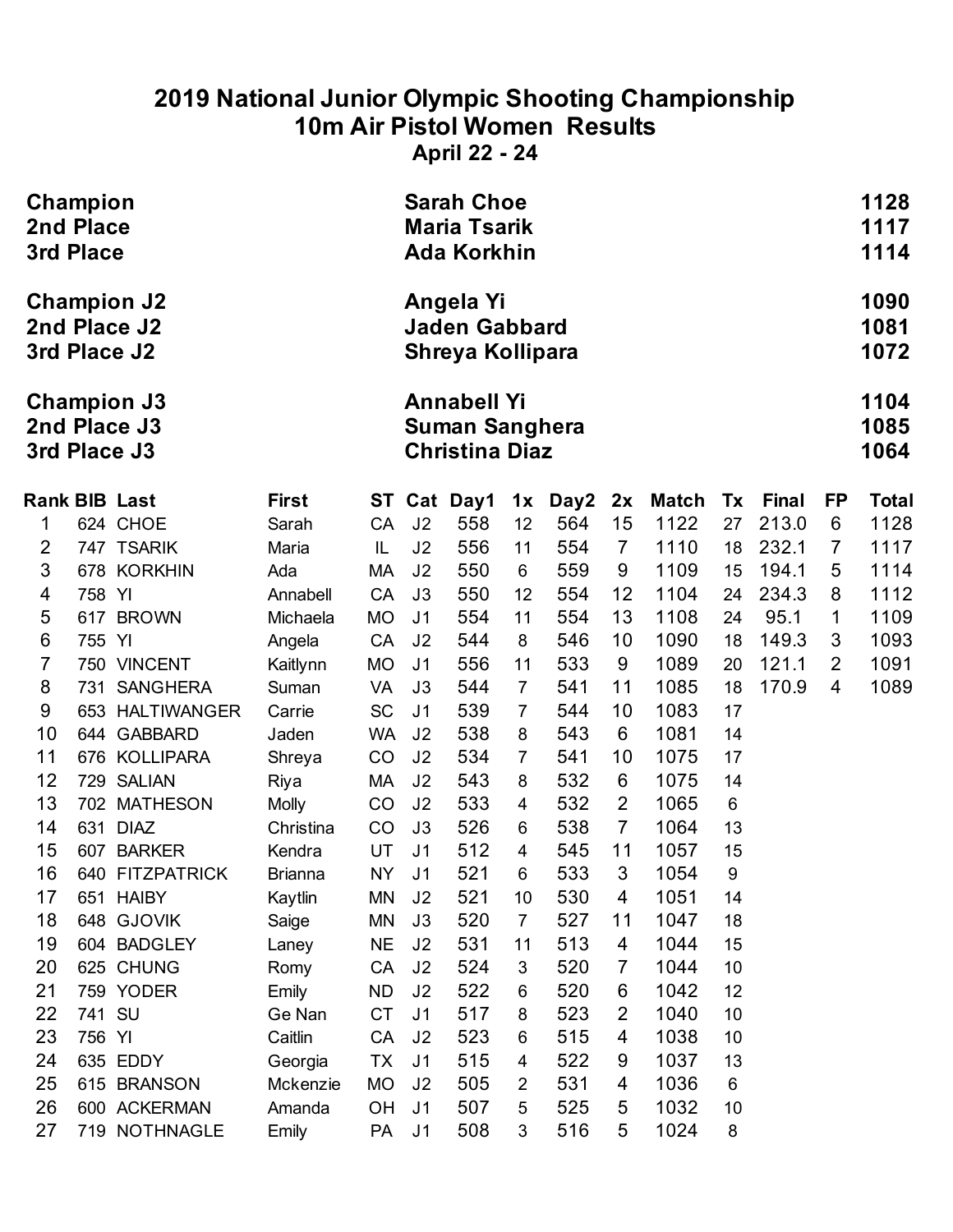# 2019 National Junior Olympic Shooting Championship
## 10m Air Pistol Women Results
### April 22 - 24

| | | |
|---|---|---|
| **Champion** | **Sarah Choe** | **1128** |
| **2nd Place** | **Maria Tsarik** | **1117** |
| **3rd Place** | **Ada Korkhin** | **1114** |
| | | |
| **Champion J2** | **Angela Yi** | **1090** |
| **2nd Place J2** | **Jaden Gabbard** | **1081** |
| **3rd Place J2** | **Shreya Kollipara** | **1072** |
| | | |
| **Champion J3** | **Annabell Yi** | **1104** |
| **2nd Place J3** | **Suman Sanghera** | **1085** |
| **3rd Place J3** | **Christina Diaz** | **1064** |

| Rank | BIB | Last | First | ST | Cat | Day1 | 1x | Day2 | 2x | Match | Tx | Final | FP | Total |
|---|---|---|---|---|---|---|---|---|---|---|---|---|---|---|
| 1 | 624 | CHOE | Sarah | CA | J2 | 558 | 12 | 564 | 15 | 1122 | 27 | 213.0 | 6 | 1128 |
| 2 | 747 | TSARIK | Maria | IL | J2 | 556 | 11 | 554 | 7 | 1110 | 18 | 232.1 | 7 | 1117 |
| 3 | 678 | KORKHIN | Ada | MA | J2 | 550 | 6 | 559 | 9 | 1109 | 15 | 194.1 | 5 | 1114 |
| 4 | 758 | YI | Annabell | CA | J3 | 550 | 12 | 554 | 12 | 1104 | 24 | 234.3 | 8 | 1112 |
| 5 | 617 | BROWN | Michaela | MO | J1 | 554 | 11 | 554 | 13 | 1108 | 24 | 95.1 | 1 | 1109 |
| 6 | 755 | YI | Angela | CA | J2 | 544 | 8 | 546 | 10 | 1090 | 18 | 149.3 | 3 | 1093 |
| 7 | 750 | VINCENT | Kaitlynn | MO | J1 | 556 | 11 | 533 | 9 | 1089 | 20 | 121.1 | 2 | 1091 |
| 8 | 731 | SANGHERA | Suman | VA | J3 | 544 | 7 | 541 | 11 | 1085 | 18 | 170.9 | 4 | 1089 |
| 9 | 653 | HALTIWANGER | Carrie | SC | J1 | 539 | 7 | 544 | 10 | 1083 | 17 | | | |
| 10 | 644 | GABBARD | Jaden | WA | J2 | 538 | 8 | 543 | 6 | 1081 | 14 | | | |
| 11 | 676 | KOLLIPARA | Shreya | CO | J2 | 534 | 7 | 541 | 10 | 1075 | 17 | | | |
| 12 | 729 | SALIAN | Riya | MA | J2 | 543 | 8 | 532 | 6 | 1075 | 14 | | | |
| 13 | 702 | MATHESON | Molly | CO | J2 | 533 | 4 | 532 | 2 | 1065 | 6 | | | |
| 14 | 631 | DIAZ | Christina | CO | J3 | 526 | 6 | 538 | 7 | 1064 | 13 | | | |
| 15 | 607 | BARKER | Kendra | UT | J1 | 512 | 4 | 545 | 11 | 1057 | 15 | | | |
| 16 | 640 | FITZPATRICK | Brianna | NY | J1 | 521 | 6 | 533 | 3 | 1054 | 9 | | | |
| 17 | 651 | HAIBY | Kaytlin | MN | J2 | 521 | 10 | 530 | 4 | 1051 | 14 | | | |
| 18 | 648 | GJOVIK | Saige | MN | J3 | 520 | 7 | 527 | 11 | 1047 | 18 | | | |
| 19 | 604 | BADGLEY | Laney | NE | J2 | 531 | 11 | 513 | 4 | 1044 | 15 | | | |
| 20 | 625 | CHUNG | Romy | CA | J2 | 524 | 3 | 520 | 7 | 1044 | 10 | | | |
| 21 | 759 | YODER | Emily | ND | J2 | 522 | 6 | 520 | 6 | 1042 | 12 | | | |
| 22 | 741 | SU | Ge Nan | CT | J1 | 517 | 8 | 523 | 2 | 1040 | 10 | | | |
| 23 | 756 | YI | Caitlin | CA | J2 | 523 | 6 | 515 | 4 | 1038 | 10 | | | |
| 24 | 635 | EDDY | Georgia | TX | J1 | 515 | 4 | 522 | 9 | 1037 | 13 | | | |
| 25 | 615 | BRANSON | Mckenzie | MO | J2 | 505 | 2 | 531 | 4 | 1036 | 6 | | | |
| 26 | 600 | ACKERMAN | Amanda | OH | J1 | 507 | 5 | 525 | 5 | 1032 | 10 | | | |
| 27 | 719 | NOTHNAGLE | Emily | PA | J1 | 508 | 3 | 516 | 5 | 1024 | 8 | | | |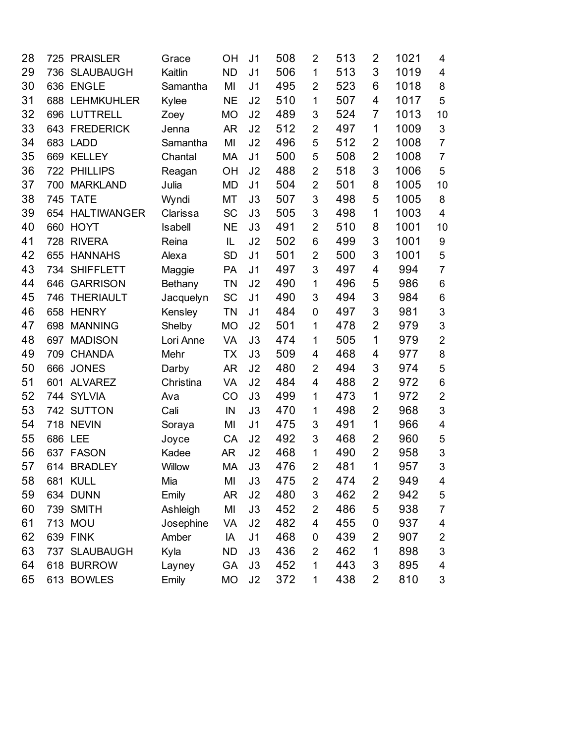| | | | | | | | | | | | |
|---|---|---|---|---|---|---|---|---|---|---|---|
| 28 | 725 | PRAISLER | Grace | OH | J1 | 508 | 2 | 513 | 2 | 1021 | 4 |
| 29 | 736 | SLAUBAUGH | Kaitlin | ND | J1 | 506 | 1 | 513 | 3 | 1019 | 4 |
| 30 | 636 | ENGLE | Samantha | MI | J1 | 495 | 2 | 523 | 6 | 1018 | 8 |
| 31 | 688 | LEHMKUHLER | Kylee | NE | J2 | 510 | 1 | 507 | 4 | 1017 | 5 |
| 32 | 696 | LUTTRELL | Zoey | MO | J2 | 489 | 3 | 524 | 7 | 1013 | 10 |
| 33 | 643 | FREDERICK | Jenna | AR | J2 | 512 | 2 | 497 | 1 | 1009 | 3 |
| 34 | 683 | LADD | Samantha | MI | J2 | 496 | 5 | 512 | 2 | 1008 | 7 |
| 35 | 669 | KELLEY | Chantal | MA | J1 | 500 | 5 | 508 | 2 | 1008 | 7 |
| 36 | 722 | PHILLIPS | Reagan | OH | J2 | 488 | 2 | 518 | 3 | 1006 | 5 |
| 37 | 700 | MARKLAND | Julia | MD | J1 | 504 | 2 | 501 | 8 | 1005 | 10 |
| 38 | 745 | TATE | Wyndi | MT | J3 | 507 | 3 | 498 | 5 | 1005 | 8 |
| 39 | 654 | HALTIWANGER | Clarissa | SC | J3 | 505 | 3 | 498 | 1 | 1003 | 4 |
| 40 | 660 | HOYT | Isabell | NE | J3 | 491 | 2 | 510 | 8 | 1001 | 10 |
| 41 | 728 | RIVERA | Reina | IL | J2 | 502 | 6 | 499 | 3 | 1001 | 9 |
| 42 | 655 | HANNAHS | Alexa | SD | J1 | 501 | 2 | 500 | 3 | 1001 | 5 |
| 43 | 734 | SHIFFLETT | Maggie | PA | J1 | 497 | 3 | 497 | 4 | 994 | 7 |
| 44 | 646 | GARRISON | Bethany | TN | J2 | 490 | 1 | 496 | 5 | 986 | 6 |
| 45 | 746 | THERIAULT | Jacquelyn | SC | J1 | 490 | 3 | 494 | 3 | 984 | 6 |
| 46 | 658 | HENRY | Kensley | TN | J1 | 484 | 0 | 497 | 3 | 981 | 3 |
| 47 | 698 | MANNING | Shelby | MO | J2 | 501 | 1 | 478 | 2 | 979 | 3 |
| 48 | 697 | MADISON | Lori Anne | VA | J3 | 474 | 1 | 505 | 1 | 979 | 2 |
| 49 | 709 | CHANDA | Mehr | TX | J3 | 509 | 4 | 468 | 4 | 977 | 8 |
| 50 | 666 | JONES | Darby | AR | J2 | 480 | 2 | 494 | 3 | 974 | 5 |
| 51 | 601 | ALVAREZ | Christina | VA | J2 | 484 | 4 | 488 | 2 | 972 | 6 |
| 52 | 744 | SYLVIA | Ava | CO | J3 | 499 | 1 | 473 | 1 | 972 | 2 |
| 53 | 742 | SUTTON | Cali | IN | J3 | 470 | 1 | 498 | 2 | 968 | 3 |
| 54 | 718 | NEVIN | Soraya | MI | J1 | 475 | 3 | 491 | 1 | 966 | 4 |
| 55 | 686 | LEE | Joyce | CA | J2 | 492 | 3 | 468 | 2 | 960 | 5 |
| 56 | 637 | FASON | Kadee | AR | J2 | 468 | 1 | 490 | 2 | 958 | 3 |
| 57 | 614 | BRADLEY | Willow | MA | J3 | 476 | 2 | 481 | 1 | 957 | 3 |
| 58 | 681 | KULL | Mia | MI | J3 | 475 | 2 | 474 | 2 | 949 | 4 |
| 59 | 634 | DUNN | Emily | AR | J2 | 480 | 3 | 462 | 2 | 942 | 5 |
| 60 | 739 | SMITH | Ashleigh | MI | J3 | 452 | 2 | 486 | 5 | 938 | 7 |
| 61 | 713 | MOU | Josephine | VA | J2 | 482 | 4 | 455 | 0 | 937 | 4 |
| 62 | 639 | FINK | Amber | IA | J1 | 468 | 0 | 439 | 2 | 907 | 2 |
| 63 | 737 | SLAUBAUGH | Kyla | ND | J3 | 436 | 2 | 462 | 1 | 898 | 3 |
| 64 | 618 | BURROW | Layney | GA | J3 | 452 | 1 | 443 | 3 | 895 | 4 |
| 65 | 613 | BOWLES | Emily | MO | J2 | 372 | 1 | 438 | 2 | 810 | 3 |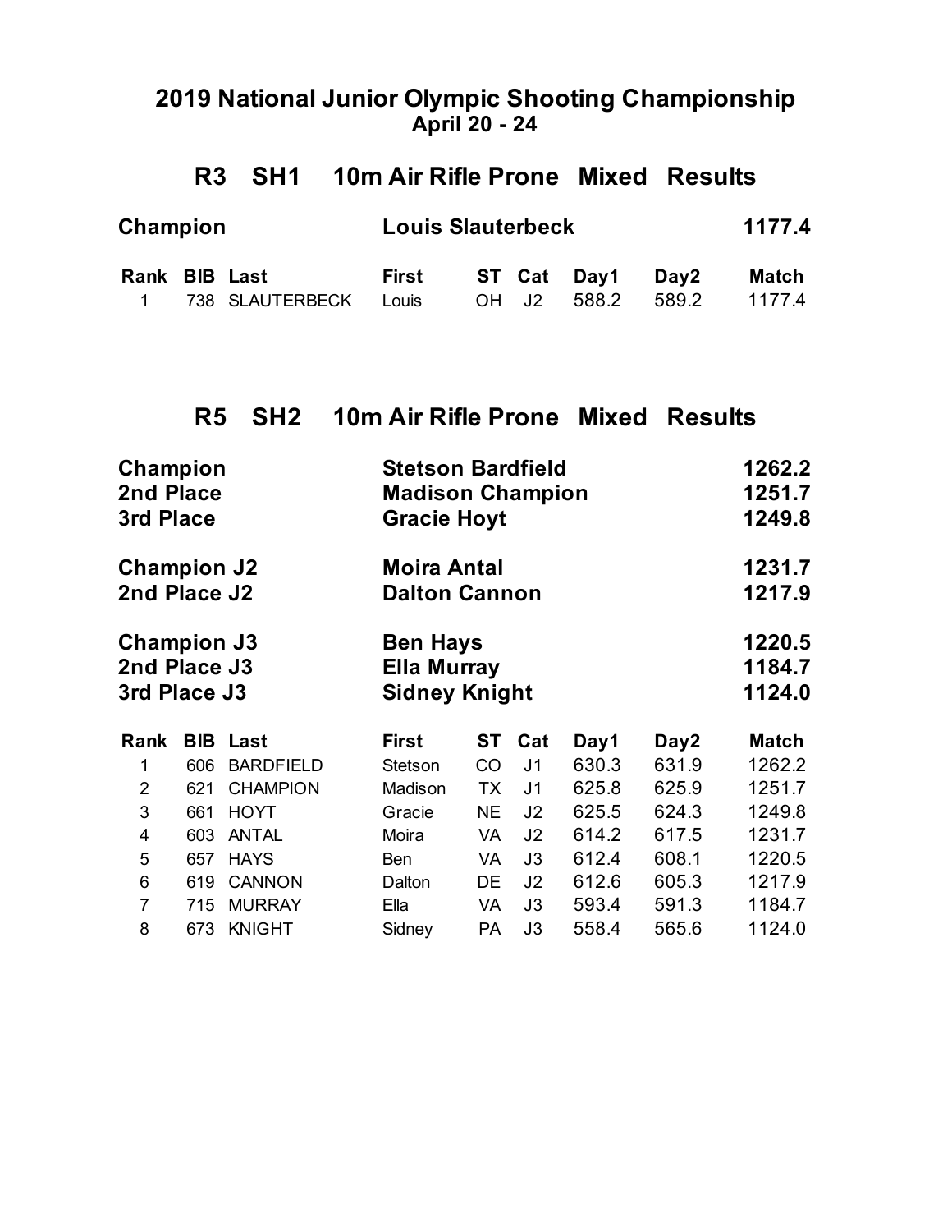# 2019 National Junior Olympic Shooting Championship

**April 20 - 24**

## R3 SH1 10m Air Rifle Prone Mixed Results

| | | |
|---|---|---|
| **Champion** | **Louis Slauterbeck** | **1177.4** |

| Rank | BIB | Last | First | ST | Cat | Day1 | Day2 | Match |
|---|---|---|---|---|---|---|---|---|
| 1 | 738 | SLAUTERBECK | Louis | OH | J2 | 588.2 | 589.2 | 1177.4 |

## R5 SH2 10m Air Rifle Prone Mixed Results

| | | |
|---|---|---|
| **Champion** | **Stetson Bardfield** | **1262.2** |
| **2nd Place** | **Madison Champion** | **1251.7** |
| **3rd Place** | **Gracie Hoyt** | **1249.8** |
| **Champion J2** | **Moira Antal** | **1231.7** |
| **2nd Place J2** | **Dalton Cannon** | **1217.9** |
| **Champion J3** | **Ben Hays** | **1220.5** |
| **2nd Place J3** | **Ella Murray** | **1184.7** |
| **3rd Place J3** | **Sidney Knight** | **1124.0** |

| Rank | BIB | Last | First | ST | Cat | Day1 | Day2 | Match |
|---|---|---|---|---|---|---|---|---|
| 1 | 606 | BARDFIELD | Stetson | CO | J1 | 630.3 | 631.9 | 1262.2 |
| 2 | 621 | CHAMPION | Madison | TX | J1 | 625.8 | 625.9 | 1251.7 |
| 3 | 661 | HOYT | Gracie | NE | J2 | 625.5 | 624.3 | 1249.8 |
| 4 | 603 | ANTAL | Moira | VA | J2 | 614.2 | 617.5 | 1231.7 |
| 5 | 657 | HAYS | Ben | VA | J3 | 612.4 | 608.1 | 1220.5 |
| 6 | 619 | CANNON | Dalton | DE | J2 | 612.6 | 605.3 | 1217.9 |
| 7 | 715 | MURRAY | Ella | VA | J3 | 593.4 | 591.3 | 1184.7 |
| 8 | 673 | KNIGHT | Sidney | PA | J3 | 558.4 | 565.6 | 1124.0 |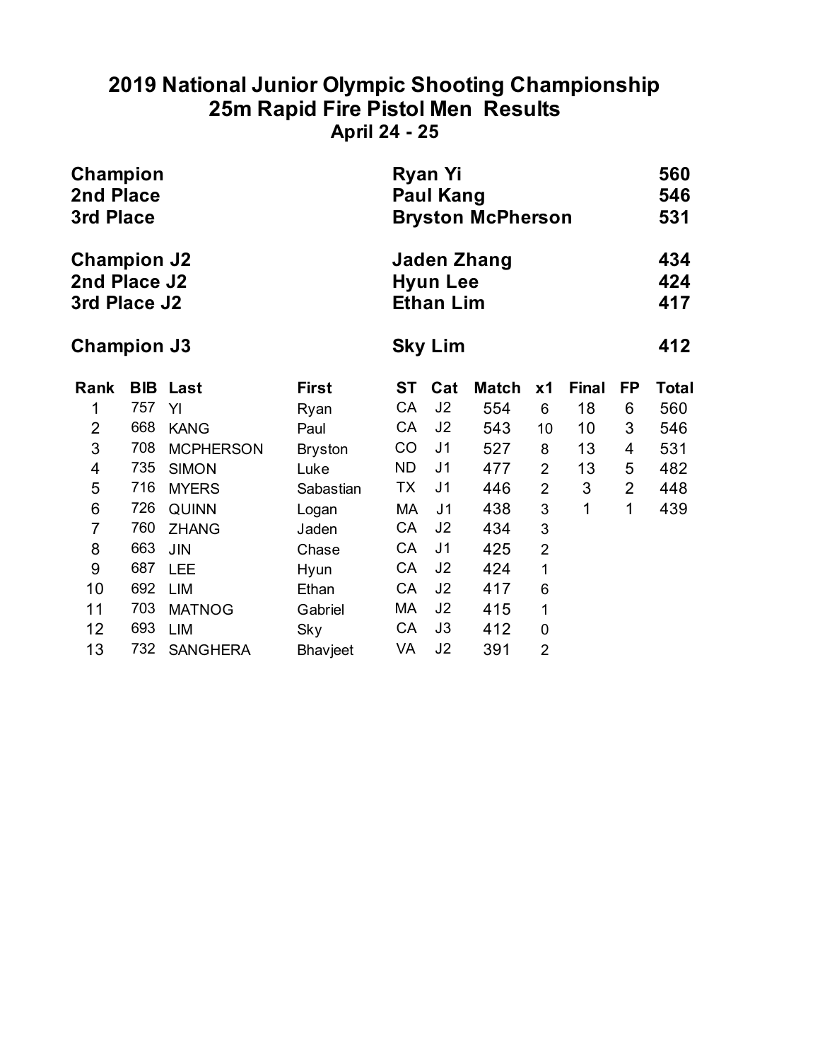# 2019 National Junior Olympic Shooting Championship
## 25m Rapid Fire Pistol Men Results
### April 24 - 25

| | | |
|---|---|---|
| **Champion** | **Ryan Yi** | **560** |
| **2nd Place** | **Paul Kang** | **546** |
| **3rd Place** | **Bryston McPherson** | **531** |
| **Champion J2** | **Jaden Zhang** | **434** |
| **2nd Place J2** | **Hyun Lee** | **424** |
| **3rd Place J2** | **Ethan Lim** | **417** |
| **Champion J3** | **Sky Lim** | **412** |

| Rank | BIB | Last | First | ST | Cat | Match | x1 | Final | FP | Total |
|---|---|---|---|---|---|---|---|---|---|---|
| 1 | 757 | YI | Ryan | CA | J2 | 554 | 6 | 18 | 6 | 560 |
| 2 | 668 | KANG | Paul | CA | J2 | 543 | 10 | 10 | 3 | 546 |
| 3 | 708 | MCPHERSON | Bryston | CO | J1 | 527 | 8 | 13 | 4 | 531 |
| 4 | 735 | SIMON | Luke | ND | J1 | 477 | 2 | 13 | 5 | 482 |
| 5 | 716 | MYERS | Sabastian | TX | J1 | 446 | 2 | 3 | 2 | 448 |
| 6 | 726 | QUINN | Logan | MA | J1 | 438 | 3 | 1 | 1 | 439 |
| 7 | 760 | ZHANG | Jaden | CA | J2 | 434 | 3 | | | |
| 8 | 663 | JIN | Chase | CA | J1 | 425 | 2 | | | |
| 9 | 687 | LEE | Hyun | CA | J2 | 424 | 1 | | | |
| 10 | 692 | LIM | Ethan | CA | J2 | 417 | 6 | | | |
| 11 | 703 | MATNOG | Gabriel | MA | J2 | 415 | 1 | | | |
| 12 | 693 | LIM | Sky | CA | J3 | 412 | 0 | | | |
| 13 | 732 | SANGHERA | Bhavjeet | VA | J2 | 391 | 2 | | | |